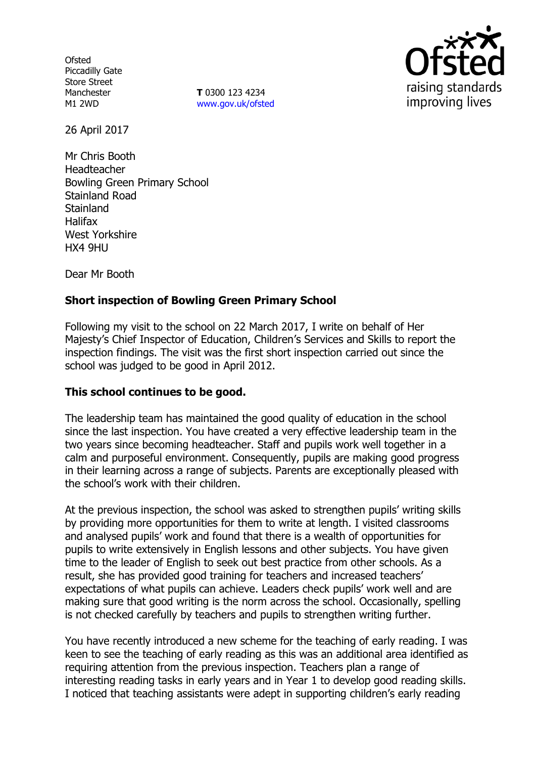Ofsted
Piccadilly Gate
Store Street
Manchester
M1 2WD

**T** 0300 123 4234
www.gov.uk/ofsted

26 April 2017

Mr Chris Booth
Headteacher
Bowling Green Primary School
Stainland Road
Stainland
Halifax
West Yorkshire
HX4 9HU

Dear Mr Booth

**Short inspection of Bowling Green Primary School**

Following my visit to the school on 22 March 2017, I write on behalf of Her Majesty's Chief Inspector of Education, Children's Services and Skills to report the inspection findings. The visit was the first short inspection carried out since the school was judged to be good in April 2012.

**This school continues to be good.**

The leadership team has maintained the good quality of education in the school since the last inspection. You have created a very effective leadership team in the two years since becoming headteacher. Staff and pupils work well together in a calm and purposeful environment. Consequently, pupils are making good progress in their learning across a range of subjects. Parents are exceptionally pleased with the school's work with their children.

At the previous inspection, the school was asked to strengthen pupils' writing skills by providing more opportunities for them to write at length. I visited classrooms and analysed pupils' work and found that there is a wealth of opportunities for pupils to write extensively in English lessons and other subjects. You have given time to the leader of English to seek out best practice from other schools. As a result, she has provided good training for teachers and increased teachers' expectations of what pupils can achieve. Leaders check pupils' work well and are making sure that good writing is the norm across the school. Occasionally, spelling is not checked carefully by teachers and pupils to strengthen writing further.

You have recently introduced a new scheme for the teaching of early reading. I was keen to see the teaching of early reading as this was an additional area identified as requiring attention from the previous inspection. Teachers plan a range of interesting reading tasks in early years and in Year 1 to develop good reading skills. I noticed that teaching assistants were adept in supporting children's early reading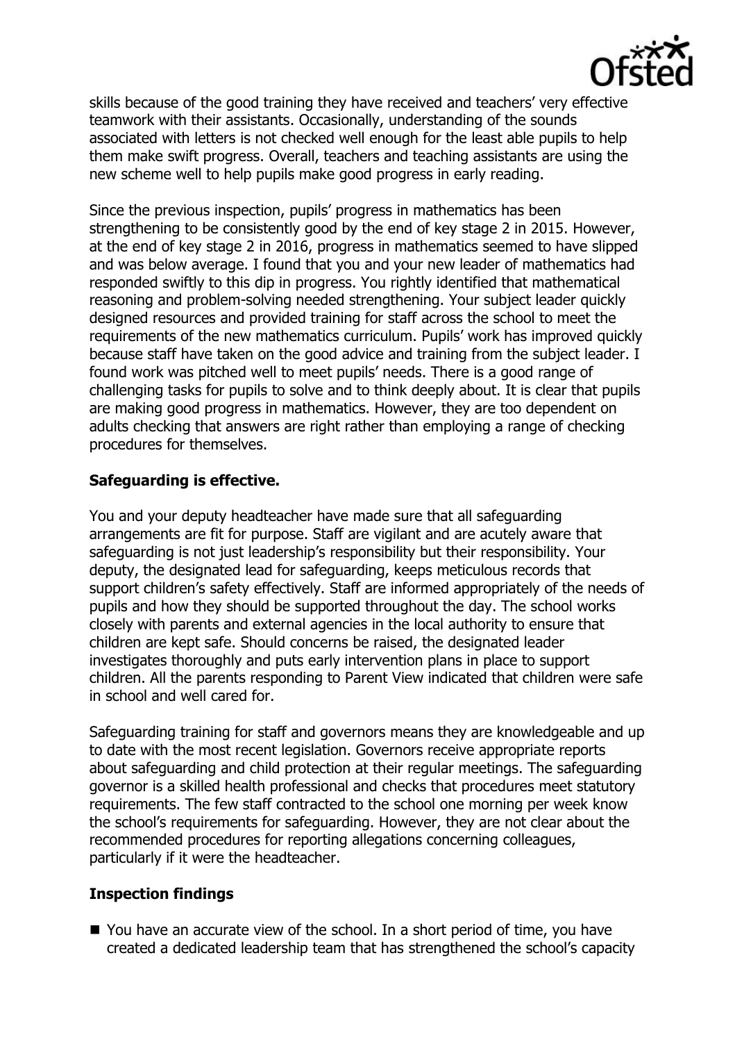skills because of the good training they have received and teachers' very effective teamwork with their assistants. Occasionally, understanding of the sounds associated with letters is not checked well enough for the least able pupils to help them make swift progress. Overall, teachers and teaching assistants are using the new scheme well to help pupils make good progress in early reading.

Since the previous inspection, pupils' progress in mathematics has been strengthening to be consistently good by the end of key stage 2 in 2015. However, at the end of key stage 2 in 2016, progress in mathematics seemed to have slipped and was below average. I found that you and your new leader of mathematics had responded swiftly to this dip in progress. You rightly identified that mathematical reasoning and problem-solving needed strengthening. Your subject leader quickly designed resources and provided training for staff across the school to meet the requirements of the new mathematics curriculum. Pupils' work has improved quickly because staff have taken on the good advice and training from the subject leader. I found work was pitched well to meet pupils' needs. There is a good range of challenging tasks for pupils to solve and to think deeply about. It is clear that pupils are making good progress in mathematics. However, they are too dependent on adults checking that answers are right rather than employing a range of checking procedures for themselves.

**Safeguarding is effective.**

You and your deputy headteacher have made sure that all safeguarding arrangements are fit for purpose. Staff are vigilant and are acutely aware that safeguarding is not just leadership's responsibility but their responsibility. Your deputy, the designated lead for safeguarding, keeps meticulous records that support children's safety effectively. Staff are informed appropriately of the needs of pupils and how they should be supported throughout the day. The school works closely with parents and external agencies in the local authority to ensure that children are kept safe. Should concerns be raised, the designated leader investigates thoroughly and puts early intervention plans in place to support children. All the parents responding to Parent View indicated that children were safe in school and well cared for.

Safeguarding training for staff and governors means they are knowledgeable and up to date with the most recent legislation. Governors receive appropriate reports about safeguarding and child protection at their regular meetings. The safeguarding governor is a skilled health professional and checks that procedures meet statutory requirements. The few staff contracted to the school one morning per week know the school's requirements for safeguarding. However, they are not clear about the recommended procedures for reporting allegations concerning colleagues, particularly if it were the headteacher.

**Inspection findings**

- You have an accurate view of the school. In a short period of time, you have created a dedicated leadership team that has strengthened the school's capacity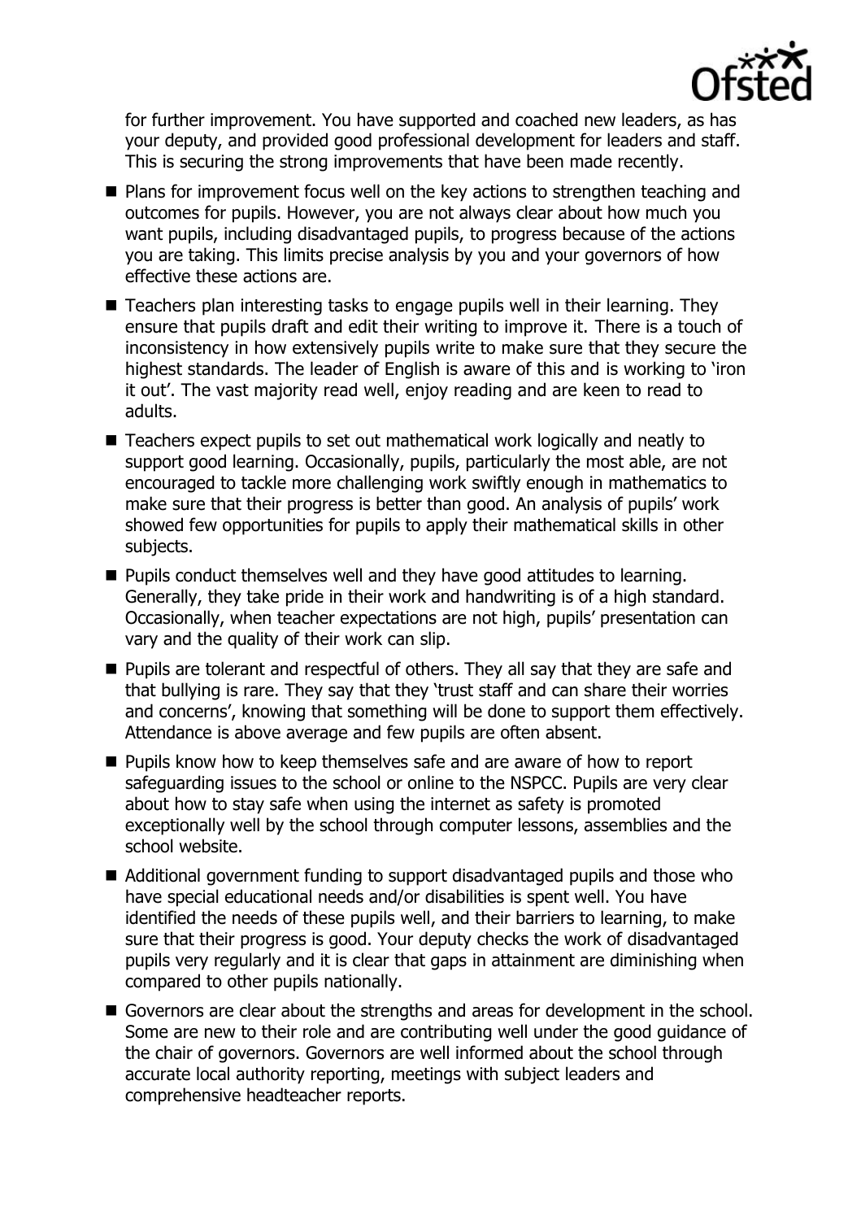for further improvement. You have supported and coached new leaders, as has your deputy, and provided good professional development for leaders and staff. This is securing the strong improvements that have been made recently.

- Plans for improvement focus well on the key actions to strengthen teaching and outcomes for pupils. However, you are not always clear about how much you want pupils, including disadvantaged pupils, to progress because of the actions you are taking. This limits precise analysis by you and your governors of how effective these actions are.
- Teachers plan interesting tasks to engage pupils well in their learning. They ensure that pupils draft and edit their writing to improve it. There is a touch of inconsistency in how extensively pupils write to make sure that they secure the highest standards. The leader of English is aware of this and is working to 'iron it out'. The vast majority read well, enjoy reading and are keen to read to adults.
- Teachers expect pupils to set out mathematical work logically and neatly to support good learning. Occasionally, pupils, particularly the most able, are not encouraged to tackle more challenging work swiftly enough in mathematics to make sure that their progress is better than good. An analysis of pupils' work showed few opportunities for pupils to apply their mathematical skills in other subjects.
- Pupils conduct themselves well and they have good attitudes to learning. Generally, they take pride in their work and handwriting is of a high standard. Occasionally, when teacher expectations are not high, pupils' presentation can vary and the quality of their work can slip.
- Pupils are tolerant and respectful of others. They all say that they are safe and that bullying is rare. They say that they 'trust staff and can share their worries and concerns', knowing that something will be done to support them effectively. Attendance is above average and few pupils are often absent.
- Pupils know how to keep themselves safe and are aware of how to report safeguarding issues to the school or online to the NSPCC. Pupils are very clear about how to stay safe when using the internet as safety is promoted exceptionally well by the school through computer lessons, assemblies and the school website.
- Additional government funding to support disadvantaged pupils and those who have special educational needs and/or disabilities is spent well. You have identified the needs of these pupils well, and their barriers to learning, to make sure that their progress is good. Your deputy checks the work of disadvantaged pupils very regularly and it is clear that gaps in attainment are diminishing when compared to other pupils nationally.
- Governors are clear about the strengths and areas for development in the school. Some are new to their role and are contributing well under the good guidance of the chair of governors. Governors are well informed about the school through accurate local authority reporting, meetings with subject leaders and comprehensive headteacher reports.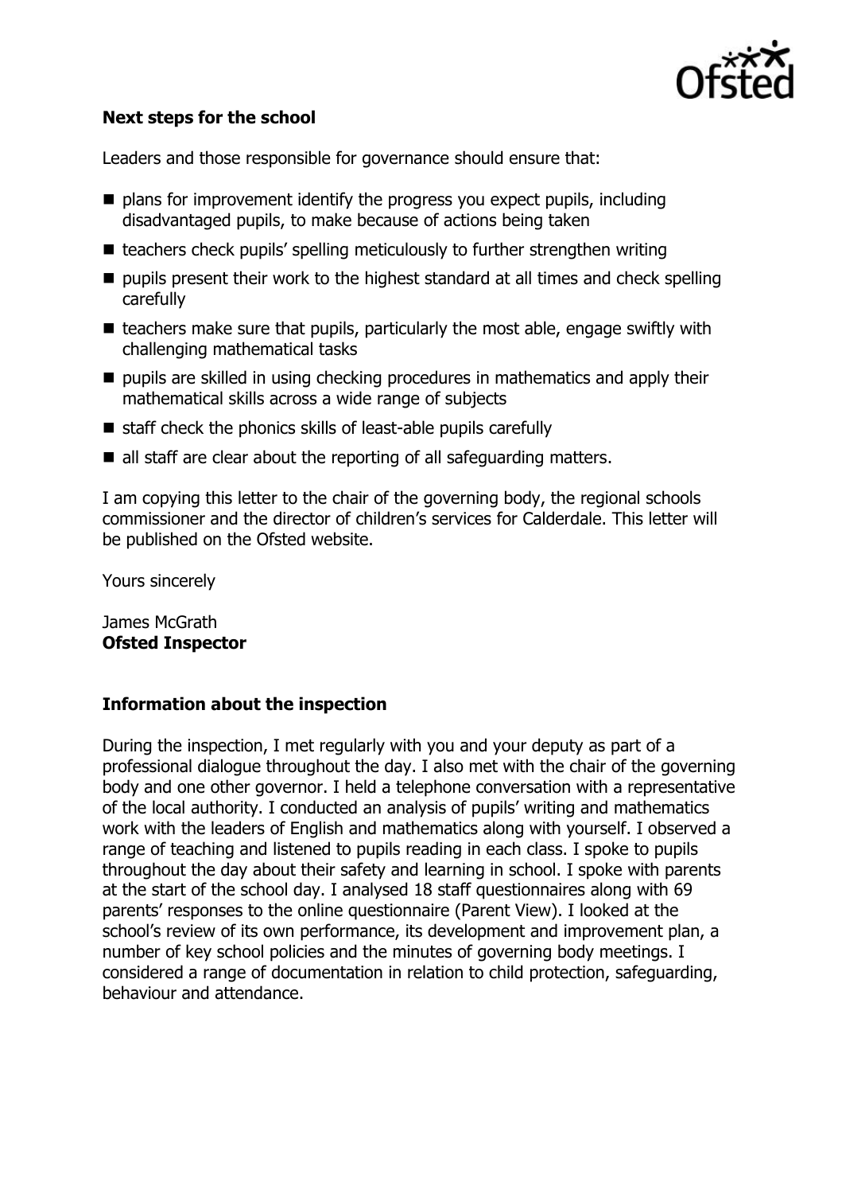### Next steps for the school

Leaders and those responsible for governance should ensure that:

- plans for improvement identify the progress you expect pupils, including disadvantaged pupils, to make because of actions being taken
- teachers check pupils' spelling meticulously to further strengthen writing
- pupils present their work to the highest standard at all times and check spelling carefully
- teachers make sure that pupils, particularly the most able, engage swiftly with challenging mathematical tasks
- pupils are skilled in using checking procedures in mathematics and apply their mathematical skills across a wide range of subjects
- staff check the phonics skills of least-able pupils carefully
- all staff are clear about the reporting of all safeguarding matters.

I am copying this letter to the chair of the governing body, the regional schools commissioner and the director of children's services for Calderdale. This letter will be published on the Ofsted website.

Yours sincerely

James McGrath
**Ofsted Inspector**

### Information about the inspection

During the inspection, I met regularly with you and your deputy as part of a professional dialogue throughout the day. I also met with the chair of the governing body and one other governor. I held a telephone conversation with a representative of the local authority. I conducted an analysis of pupils' writing and mathematics work with the leaders of English and mathematics along with yourself. I observed a range of teaching and listened to pupils reading in each class. I spoke to pupils throughout the day about their safety and learning in school. I spoke with parents at the start of the school day. I analysed 18 staff questionnaires along with 69 parents' responses to the online questionnaire (Parent View). I looked at the school's review of its own performance, its development and improvement plan, a number of key school policies and the minutes of governing body meetings. I considered a range of documentation in relation to child protection, safeguarding, behaviour and attendance.